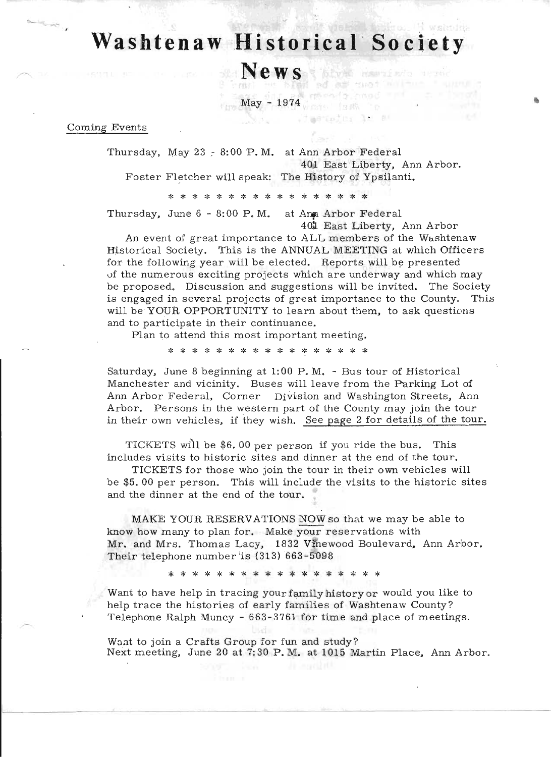// Washtenaw Historical Society News – Coming Events

# Washtenaw Historical Society News

May - 1974

Coming Events

Thursday, May 23 - 8:00 P. M. at Ann Arbor Federal
401 East Liberty, Ann Arbor.
Foster Fletcher will speak: The History of Ypsilanti.

\* \* \* \* \* \* \* \* \* \* \* \* \* \* \* \* \* \*

Thursday, June 6 - 8:00 P. M. at Ann Arbor Federal
401 East Liberty, Ann Arbor

An event of great importance to ALL members of the Washtenaw Historical Society. This is the ANNUAL MEETING at which Officers for the following year will be elected. Reports will be presented of the numerous exciting projects which are underway and which may be proposed. Discussion and suggestions will be invited. The Society is engaged in several projects of great importance to the County. This will be YOUR OPPORTUNITY to learn about them, to ask questions and to participate in their continuance.

Plan to attend this most important meeting.

\* \* \* \* \* \* \* \* \* \* \* \* \* \* \* \* \* \*

Saturday, June 8 beginning at 1:00 P. M. - Bus tour of Historical Manchester and vicinity. Buses will leave from the Parking Lot of Ann Arbor Federal, Corner Division and Washington Streets, Ann Arbor. Persons in the western part of the County may join the tour in their own vehicles, if they wish. See page 2 for details of the tour.

TICKETS will be $6.00 per person if you ride the bus. This includes visits to historic sites and dinner at the end of the tour.

TICKETS for those who join the tour in their own vehicles will be $5.00 per person. This will include the visits to the historic sites and the dinner at the end of the tour.

MAKE YOUR RESERVATIONS NOW so that we may be able to know how many to plan for. Make your reservations with Mr. and Mrs. Thomas Lacy, 1832 Vinewood Boulevard, Ann Arbor. Their telephone number is (313) 663-5098

\* \* \* \* \* \* \* \* \* \* \* \* \* \* \* \* \* \* \* \*

Want to have help in tracing your family history or would you like to help trace the histories of early families of Washtenaw County? Telephone Ralph Muncy - 663-3761 for time and place of meetings.

Want to join a Crafts Group for fun and study?
Next meeting, June 20 at 7:30 P. M. at 1015 Martin Place, Ann Arbor.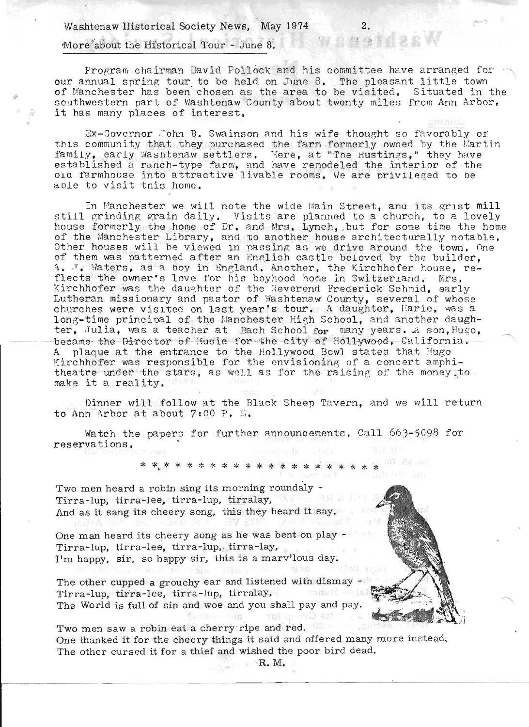More about the Historical Tour - June 8.

Program chairman David Pollock and his committee have arranged for our annual spring tour to be held on June 8. The pleasant little town of Manchester has been chosen as the area to be visited. Situated in the southwestern part of Washtenaw County about twenty miles from Ann Arbor, it has many places of interest.

Ex-Governor John B. Swainson and his wife thought so favorably of this community that they purchased the farm formerly owned by the Martin family, early Washtenaw settlers. Here, at "The Hustings," they have established a ranch-type farm, and have remodeled the interior of the old farmhouse into attractive livable rooms. We are privileged to be able to visit this home.

In Manchester we will note the wide Main Street, and its grist mill still grinding grain daily. Visits are planned to a church, to a lovely house formerly the home of Dr. and Mrs. Lynch, but for some time the home of the Manchester Library, and to another house architecturally notable. Other houses will be viewed in passing as we drive around the town. One of them was patterned after an English castle beloved by the builder, A. J. Waters, as a boy in England. Another, the Kirchhofer house, reflects the owner's love for his boyhood home in Switzerland. Mrs. Kirchhofer was the daughter of the Reverend Frederick Schmid, early Lutheran missionary and pastor of Washtenaw County, several of whose churches were visited on last year's tour. A daughter, Marie, was a long-time principal of the Manchester High School, and another daughter, Julia, was a teacher at Bach School for many years. A son, Hugo, became the Director of Music for the city of Hollywood, California. A plaque at the entrance to the Hollywood Bowl states that Hugo Kirchhofer was responsible for the envisioning of a concert amphitheatre under the stars, as well as for the raising of the money to make it a reality.

Dinner will follow at the Black Sheep Tavern, and we will return to Ann Arbor at about 7:00 P. M.

Watch the papers for further announcements. Call 663-5098 for reservations.

* * * * * * * * * * * * * * * * * * * * * *

Two men heard a robin sing its morning roundaly -
Tirra-lup, tirra-lee, tirra-lup, tirralay,
And as it sang its cheery song, this they heard it say.

One man heard its cheery song as he was bent on play -
Tirra-lup, tirra-lee, tirra-lup, tirra-lay,
I'm happy, sir, so happy sir, this is a marv'lous day.

The other cupped a grouchy ear and listened with dismay -
Tirra-lup, tirra-lee, tirra-lup, tirralay,
The World is full of sin and woe and you shall pay and pay.

Two men saw a robin eat a cherry ripe and red.
One thanked it for the cheery things it said and offered many more instead.
The other cursed it for a thief and wished the poor bird dead.

R. M.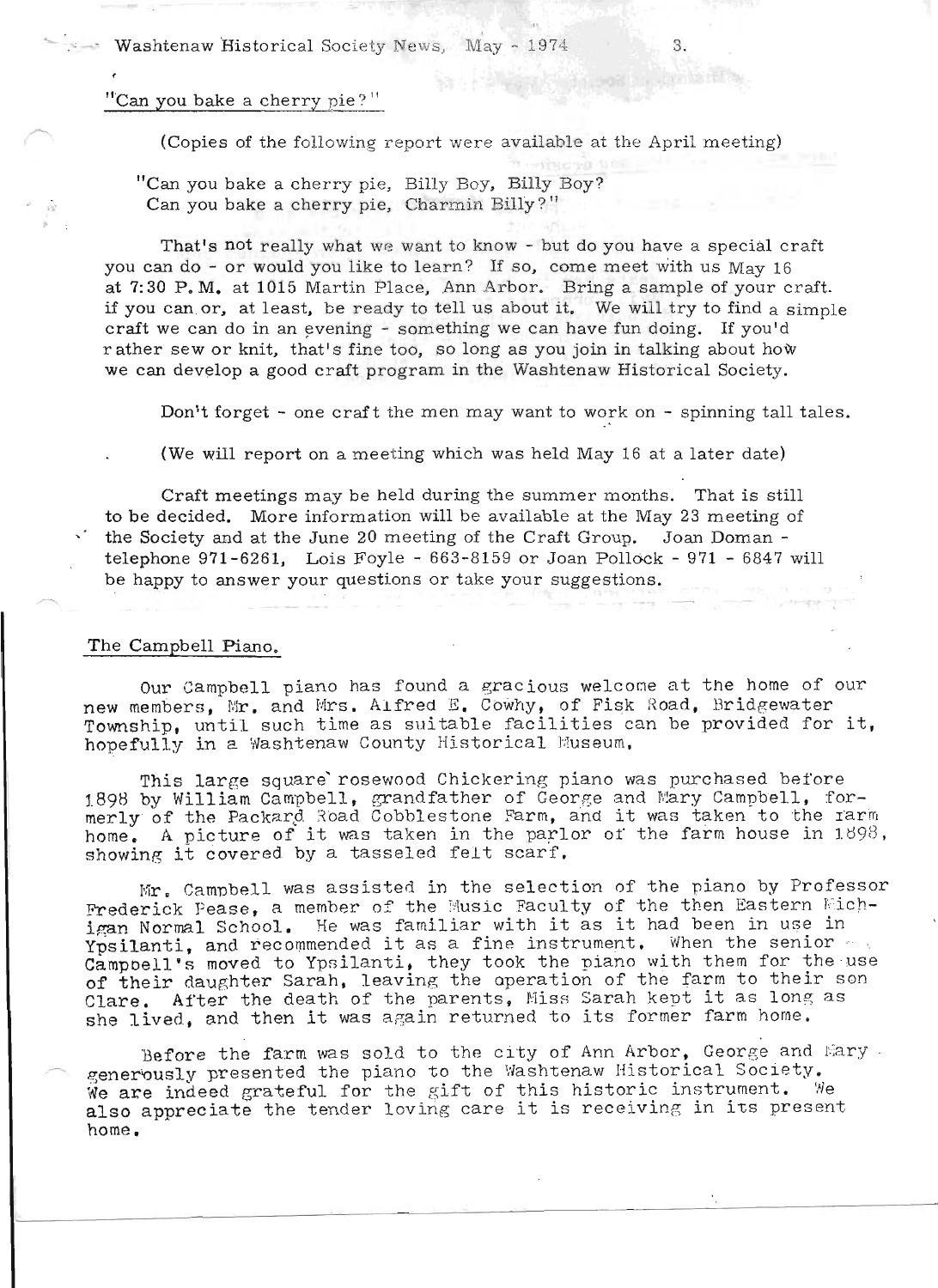"Can you bake a cherry pie?"

(Copies of the following report were available at the April meeting)

"Can you bake a cherry pie, Billy Boy, Billy Boy?
Can you bake a cherry pie, Charmin Billy?"

That's not really what we want to know - but do you have a special craft you can do - or would you like to learn? If so, come meet with us May 16 at 7:30 P.M. at 1015 Martin Place, Ann Arbor. Bring a sample of your craft. if you can or, at least, be ready to tell us about it. We will try to find a simple craft we can do in an evening - something we can have fun doing. If you'd rather sew or knit, that's fine too, so long as you join in talking about how we can develop a good craft program in the Washtenaw Historical Society.

Don't forget - one craft the men may want to work on - spinning tall tales.

(We will report on a meeting which was held May 16 at a later date)

Craft meetings may be held during the summer months. That is still to be decided. More information will be available at the May 23 meeting of the Society and at the June 20 meeting of the Craft Group. Joan Doman - telephone 971-6261, Lois Foyle - 663-8159 or Joan Pollock - 971 - 6847 will be happy to answer your questions or take your suggestions.

The Campbell Piano.

Our Campbell piano has found a gracious welcome at the home of our new members, Mr. and Mrs. Alfred E. Cowhy, of Fisk Road, Bridgewater Township, until such time as suitable facilities can be provided for it, hopefully in a Washtenaw County Historical Museum.

This large square rosewood Chickering piano was purchased before 1898 by William Campbell, grandfather of George and Mary Campbell, formerly of the Packard Road Cobblestone Farm, and it was taken to the farm home. A picture of it was taken in the parlor of the farm house in 1898, showing it covered by a tasseled felt scarf.

Mr. Campbell was assisted in the selection of the piano by Professor Frederick Pease, a member of the Music Faculty of the then Eastern Michigan Normal School. He was familiar with it as it had been in use in Ypsilanti, and recommended it as a fine instrument. When the senior Campbell's moved to Ypsilanti, they took the piano with them for the use of their daughter Sarah, leaving the operation of the farm to their son Clare. After the death of the parents, Miss Sarah kept it as long as she lived, and then it was again returned to its former farm home.

Before the farm was sold to the city of Ann Arbor, George and Mary generously presented the piano to the Washtenaw Historical Society. We are indeed grateful for the gift of this historic instrument. We also appreciate the tender loving care it is receiving in its present home.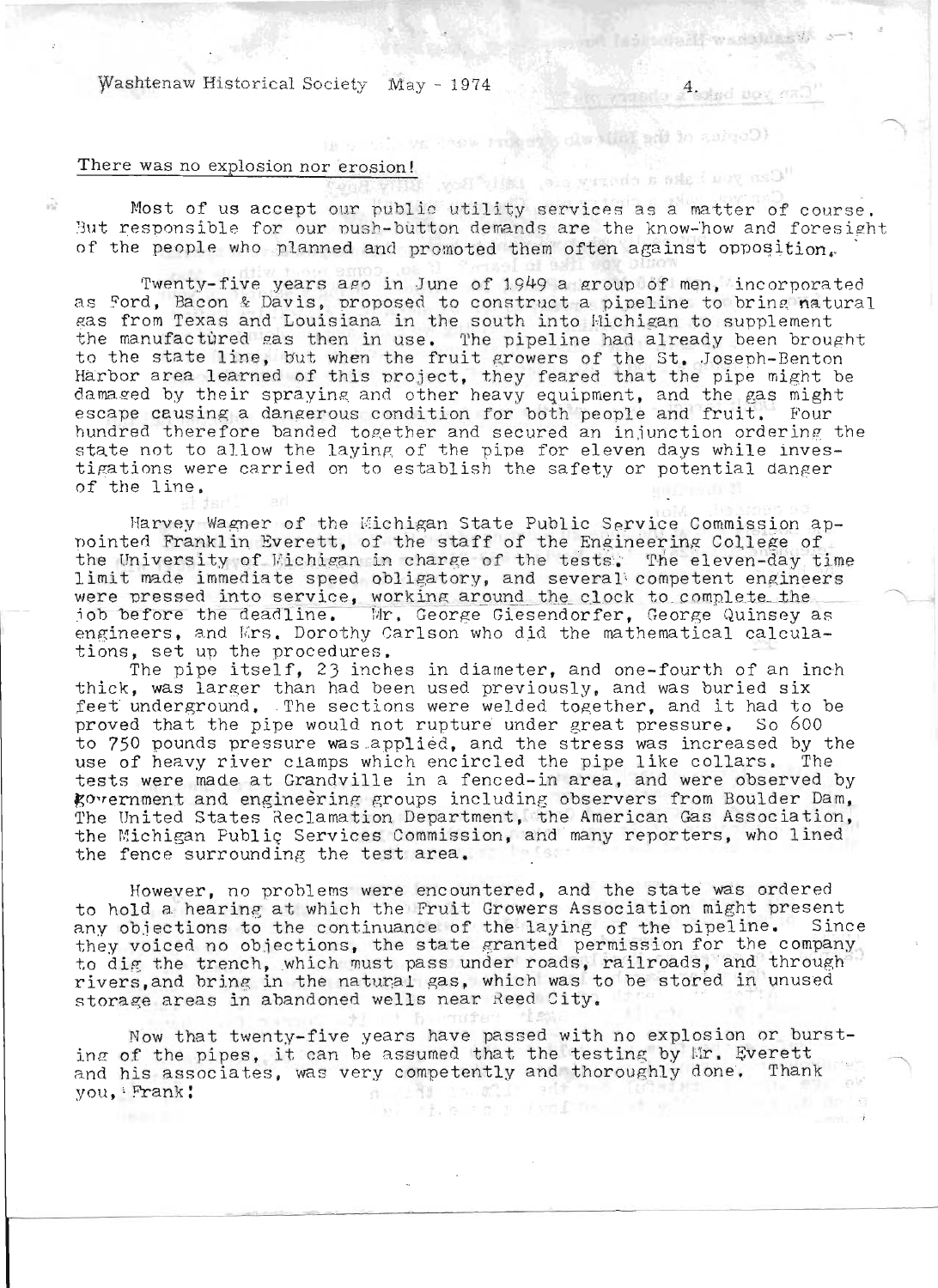## There was no explosion nor erosion!

Most of us accept our public utility services as a matter of course. But responsible for our push-button demands are the know-how and foresight of the people who planned and promoted them often against opposition.

Twenty-five years ago in June of 1949 a group of men, incorporated as Ford, Bacon & Davis, proposed to construct a pipeline to bring natural gas from Texas and Louisiana in the south into Michigan to supplement the manufactured gas then in use. The pipeline had already been brought to the state line, but when the fruit growers of the St. Joseph-Benton Harbor area learned of this project, they feared that the pipe might be damaged by their spraying and other heavy equipment, and the gas might escape causing a dangerous condition for both people and fruit. Four hundred therefore banded together and secured an injunction ordering the state not to allow the laying of the pipe for eleven days while investigations were carried on to establish the safety or potential danger of the line.

Harvey Wagner of the Michigan State Public Service Commission appointed Franklin Everett, of the staff of the Engineering College of the University of Michigan in charge of the tests. The eleven-day time limit made immediate speed obligatory, and several competent engineers were pressed into service, working around the clock to complete the job before the deadline. Mr. George Giesendorfer, George Quinsey as engineers, and Mrs. Dorothy Carlson who did the mathematical calculations, set up the procedures.

The pipe itself, 23 inches in diameter, and one-fourth of an inch thick, was larger than had been used previously, and was buried six feet underground. The sections were welded together, and it had to be proved that the pipe would not rupture under great pressure. So 600 to 750 pounds pressure was applied, and the stress was increased by the use of heavy river clamps which encircled the pipe like collars. The tests were made at Grandville in a fenced-in area, and were observed by government and engineering groups including observers from Boulder Dam, The United States Reclamation Department, the American Gas Association, the Michigan Public Services Commission, and many reporters, who lined the fence surrounding the test area.

However, no problems were encountered, and the state was ordered to hold a hearing at which the Fruit Growers Association might present any objections to the continuance of the laying of the pipeline. Since they voiced no objections, the state granted permission for the company to dig the trench, which must pass under roads, railroads, and through rivers, and bring in the natural gas, which was to be stored in unused storage areas in abandoned wells near Reed City.

Now that twenty-five years have passed with no explosion or bursting of the pipes, it can be assumed that the testing by Mr. Everett and his associates, was very competently and thoroughly done. Thank you, Frank!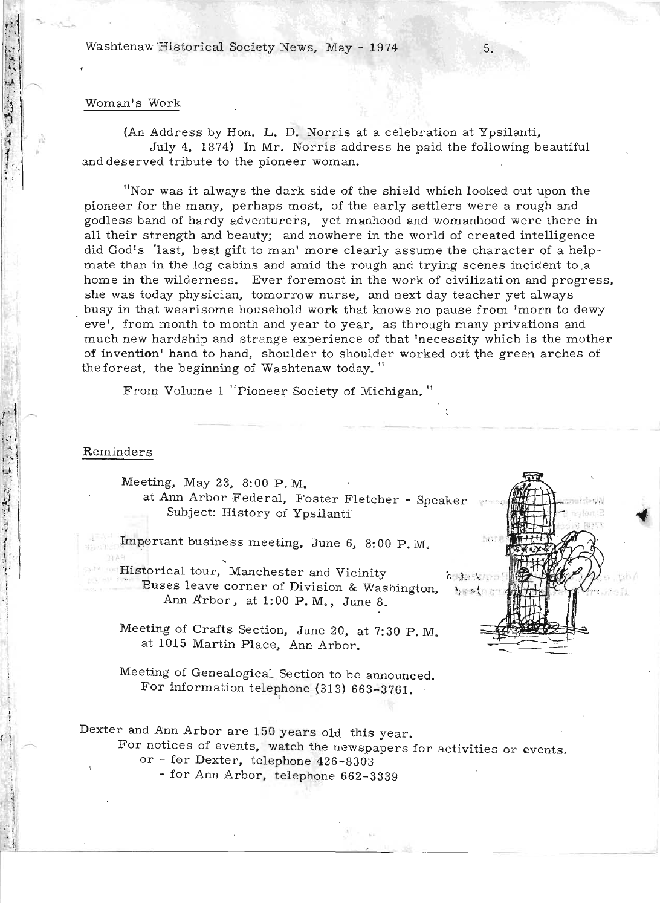## Woman's Work

(An Address by Hon. L. D. Norris at a celebration at Ypsilanti, July 4, 1874) In Mr. Norris address he paid the following beautiful and deserved tribute to the pioneer woman.

"Nor was it always the dark side of the shield which looked out upon the pioneer for the many, perhaps most, of the early settlers were a rough and godless band of hardy adventurers, yet manhood and womanhood were there in all their strength and beauty; and nowhere in the world of created intelligence did God's 'last, best gift to man' more clearly assume the character of a help-mate than in the log cabins and amid the rough and trying scenes incident to a home in the wilderness. Ever foremost in the work of civilization and progress, she was today physician, tomorrow nurse, and next day teacher yet always busy in that wearisome household work that knows no pause from 'morn to dewy eve', from month to month and year to year, as through many privations and much new hardship and strange experience of that 'necessity which is the mother of invention' hand to hand, shoulder to shoulder worked out the green arches of the forest, the beginning of Washtenaw today."

From Volume 1 "Pioneer Society of Michigan."

## Reminders

Meeting, May 23, 8:00 P. M.
at Ann Arbor Federal, Foster Fletcher - Speaker
Subject: History of Ypsilanti

Important business meeting, June 6, 8:00 P. M.

Historical tour, Manchester and Vicinity
Buses leave corner of Division & Washington, Ann Arbor, at 1:00 P. M., June 8.

Meeting of Crafts Section, June 20, at 7:30 P. M. at 1015 Martin Place, Ann Arbor.

Meeting of Genealogical Section to be announced.
For information telephone (313) 663-3761.

Dexter and Ann Arbor are 150 years old this year.
For notices of events, watch the newspapers for activities or events.
or - for Dexter, telephone 426-8303
- for Ann Arbor, telephone 662-3339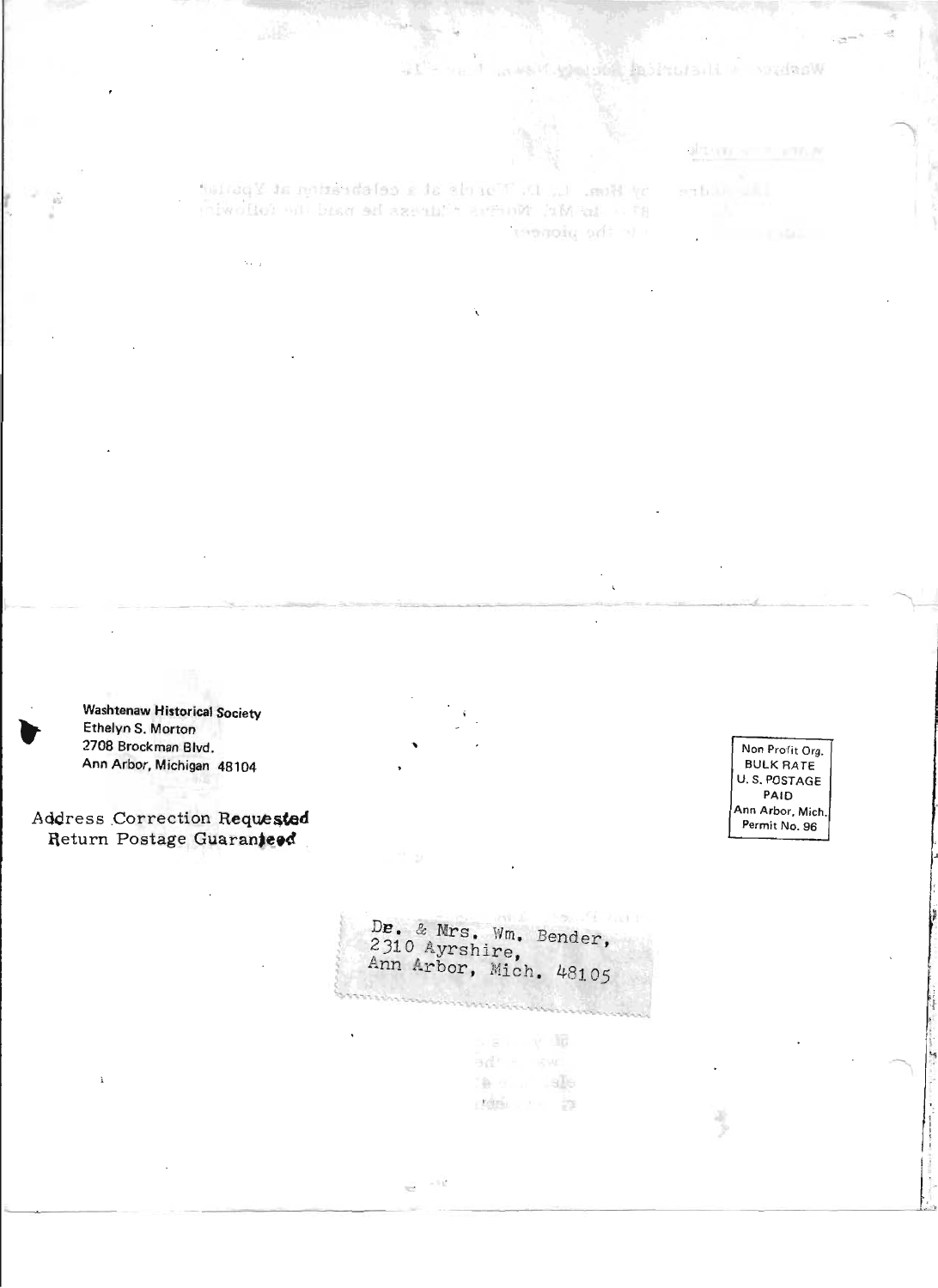Washtenaw Historical Society
Ethelyn S. Morton
2708 Brockman Blvd.
Ann Arbor, Michigan 48104

Address Correction Requested
Return Postage Guaranteed

Non Profit Org.
BULK RATE
U. S. POSTAGE
PAID
Ann Arbor, Mich.
Permit No. 96

Dr. & Mrs. Wm. Bender,
2310 Ayrshire,
Ann Arbor, Mich. 48105